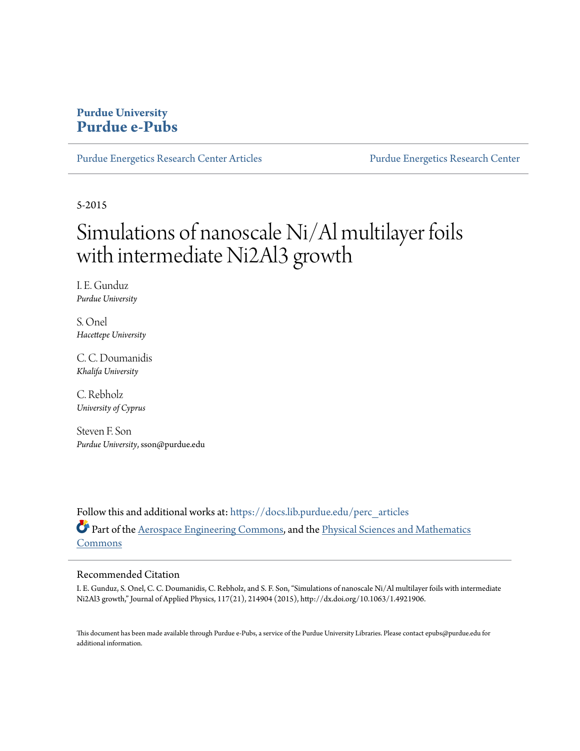**Purdue University**
**Purdue e-Pubs**

Purdue Energetics Research Center Articles | Purdue Energetics Research Center

5-2015

# Simulations of nanoscale Ni/Al multilayer foils with intermediate Ni2Al3 growth

I. E. Gunduz
*Purdue University*

S. Onel
*Hacettepe University*

C. C. Doumanidis
*Khalifa University*

C. Rebholz
*University of Cyprus*

Steven F. Son
*Purdue University*, sson@purdue.edu

Follow this and additional works at: https://docs.lib.purdue.edu/perc_articles

Part of the Aerospace Engineering Commons, and the Physical Sciences and Mathematics Commons

## Recommended Citation

I. E. Gunduz, S. Onel, C. C. Doumanidis, C. Rebholz, and S. F. Son, "Simulations of nanoscale Ni/Al multilayer foils with intermediate Ni2Al3 growth," Journal of Applied Physics, 117(21), 214904 (2015), http://dx.doi.org/10.1063/1.4921906.

This document has been made available through Purdue e-Pubs, a service of the Purdue University Libraries. Please contact epubs@purdue.edu for additional information.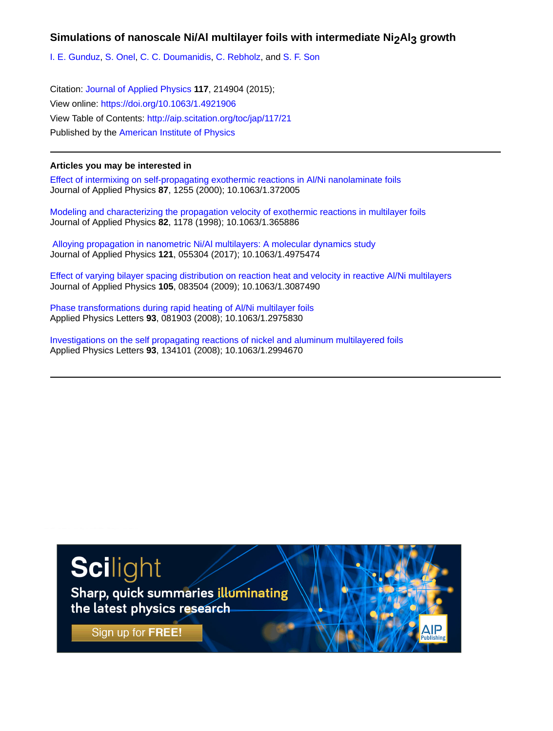# Simulations of nanoscale Ni/Al multilayer foils with intermediate $Ni_2Al_3$ growth

I. E. Gunduz, S. Onel, C. C. Doumanidis, C. Rebholz, and S. F. Son

Citation: Journal of Applied Physics **117**, 214904 (2015);
View online: https://doi.org/10.1063/1.4921906
View Table of Contents: http://aip.scitation.org/toc/jap/117/21
Published by the American Institute of Physics

## Articles you may be interested in

Effect of intermixing on self-propagating exothermic reactions in Al/Ni nanolaminate foils
Journal of Applied Physics **87**, 1255 (2000); 10.1063/1.372005

Modeling and characterizing the propagation velocity of exothermic reactions in multilayer foils
Journal of Applied Physics **82**, 1178 (1998); 10.1063/1.365886

Alloying propagation in nanometric Ni/Al multilayers: A molecular dynamics study
Journal of Applied Physics **121**, 055304 (2017); 10.1063/1.4975474

Effect of varying bilayer spacing distribution on reaction heat and velocity in reactive Al/Ni multilayers
Journal of Applied Physics **105**, 083504 (2009); 10.1063/1.3087490

Phase transformations during rapid heating of Al/Ni multilayer foils
Applied Physics Letters **93**, 081903 (2008); 10.1063/1.2975830

Investigations on the self propagating reactions of nickel and aluminum multilayered foils
Applied Physics Letters **93**, 134101 (2008); 10.1063/1.2994670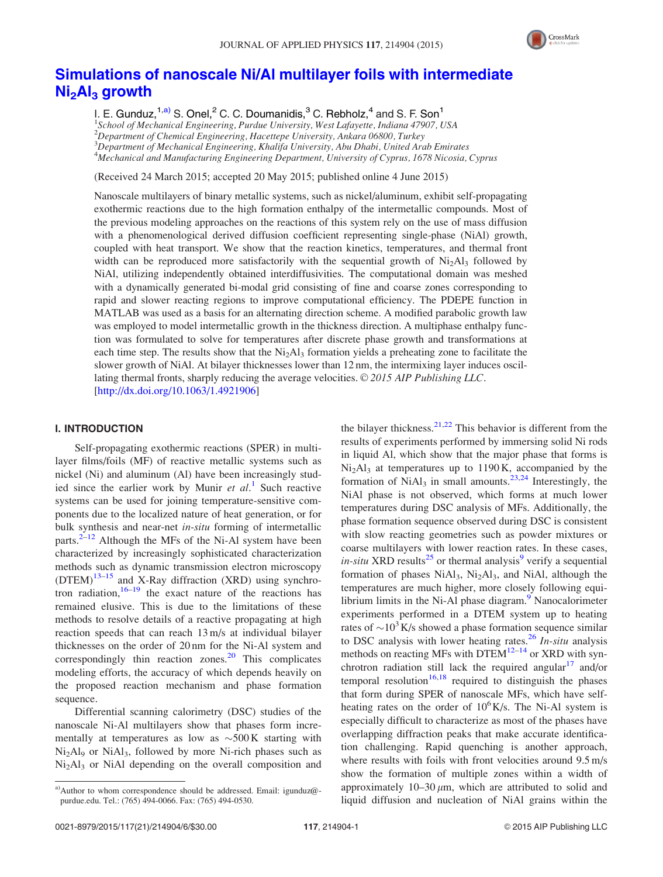# Simulations of nanoscale Ni/Al multilayer foils with intermediate $Ni_2Al_3$ growth

I. E. Gunduz,[1,a)] S. Onel,[2] C. C. Doumanidis,[3] C. Rebholz,[4] and S. F. Son[1]

[1]*School of Mechanical Engineering, Purdue University, West Lafayette, Indiana 47907, USA*
[2]*Department of Chemical Engineering, Hacettepe University, Ankara 06800, Turkey*
[3]*Department of Mechanical Engineering, Khalifa University, Abu Dhabi, United Arab Emirates*
[4]*Mechanical and Manufacturing Engineering Department, University of Cyprus, 1678 Nicosia, Cyprus*

(Received 24 March 2015; accepted 20 May 2015; published online 4 June 2015)

Nanoscale multilayers of binary metallic systems, such as nickel/aluminum, exhibit self-propagating exothermic reactions due to the high formation enthalpy of the intermetallic compounds. Most of the previous modeling approaches on the reactions of this system rely on the use of mass diffusion with a phenomenological derived diffusion coefficient representing single-phase (NiAl) growth, coupled with heat transport. We show that the reaction kinetics, temperatures, and thermal front width can be reproduced more satisfactorily with the sequential growth of $Ni_2Al_3$ followed by NiAl, utilizing independently obtained interdiffusivities. The computational domain was meshed with a dynamically generated bi-modal grid consisting of fine and coarse zones corresponding to rapid and slower reacting regions to improve computational efficiency. The PDEPE function in MATLAB was used as a basis for an alternating direction scheme. A modified parabolic growth law was employed to model intermetallic growth in the thickness direction. A multiphase enthalpy function was formulated to solve for temperatures after discrete phase growth and transformations at each time step. The results show that the $Ni_2Al_3$ formation yields a preheating zone to facilitate the slower growth of NiAl. At bilayer thicknesses lower than 12 nm, the intermixing layer induces oscillating thermal fronts, sharply reducing the average velocities. © *2015 AIP Publishing LLC*. [http://dx.doi.org/10.1063/1.4921906]

## I. INTRODUCTION

Self-propagating exothermic reactions (SPER) in multilayer films/foils (MF) of reactive metallic systems such as nickel (Ni) and aluminum (Al) have been increasingly studied since the earlier work by Munir *et al.*[1] Such reactive systems can be used for joining temperature-sensitive components due to the localized nature of heat generation, or for bulk synthesis and near-net *in-situ* forming of intermetallic parts.[2–12] Although the MFs of the Ni-Al system have been characterized by increasingly sophisticated characterization methods such as dynamic transmission electron microscopy (DTEM)[13–15] and X-Ray diffraction (XRD) using synchrotron radiation,[16–19] the exact nature of the reactions has remained elusive. This is due to the limitations of these methods to resolve details of a reactive propagating at high reaction speeds that can reach 13 m/s at individual bilayer thicknesses on the order of 20 nm for the Ni-Al system and correspondingly thin reaction zones.[20] This complicates modeling efforts, the accuracy of which depends heavily on the proposed reaction mechanism and phase formation sequence.

Differential scanning calorimetry (DSC) studies of the nanoscale Ni-Al multilayers show that phases form incrementally at temperatures as low as ~500 K starting with $Ni_2Al_9$ or $NiAl_3$, followed by more Ni-rich phases such as $Ni_2Al_3$ or NiAl depending on the overall composition and the bilayer thickness.[21,22] This behavior is different from the results of experiments performed by immersing solid Ni rods in liquid Al, which show that the major phase that forms is $Ni_2Al_3$ at temperatures up to 1190 K, accompanied by the formation of $NiAl_3$ in small amounts.[23,24] Interestingly, the NiAl phase is not observed, which forms at much lower temperatures during DSC analysis of MFs. Additionally, the phase formation sequence observed during DSC is consistent with slow reacting geometries such as powder mixtures or coarse multilayers with lower reaction rates. In these cases, *in-situ* XRD results[25] or thermal analysis[9] verify a sequential formation of phases $NiAl_3$, $Ni_2Al_3$, and NiAl, although the temperatures are much higher, more closely following equilibrium limits in the Ni-Al phase diagram.[9] Nanocalorimeter experiments performed in a DTEM system up to heating rates of ~$10^3$ K/s showed a phase formation sequence similar to DSC analysis with lower heating rates.[26] *In-situ* analysis methods on reacting MFs with DTEM[12–14] or XRD with synchrotron radiation still lack the required angular[17] and/or temporal resolution[16,18] required to distinguish the phases that form during SPER of nanoscale MFs, which have self-heating rates on the order of $10^6$ K/s. The Ni-Al system is especially difficult to characterize as most of the phases have overlapping diffraction peaks that make accurate identification challenging. Rapid quenching is another approach, where results with foils with front velocities around 9.5 m/s show the formation of multiple zones within a width of approximately 10–30 $\mu$m, which are attributed to solid and liquid diffusion and nucleation of NiAl grains within the

---

[a)]Author to whom correspondence should be addressed. Email: igunduz@purdue.edu. Tel.: (765) 494-0066. Fax: (765) 494-0530.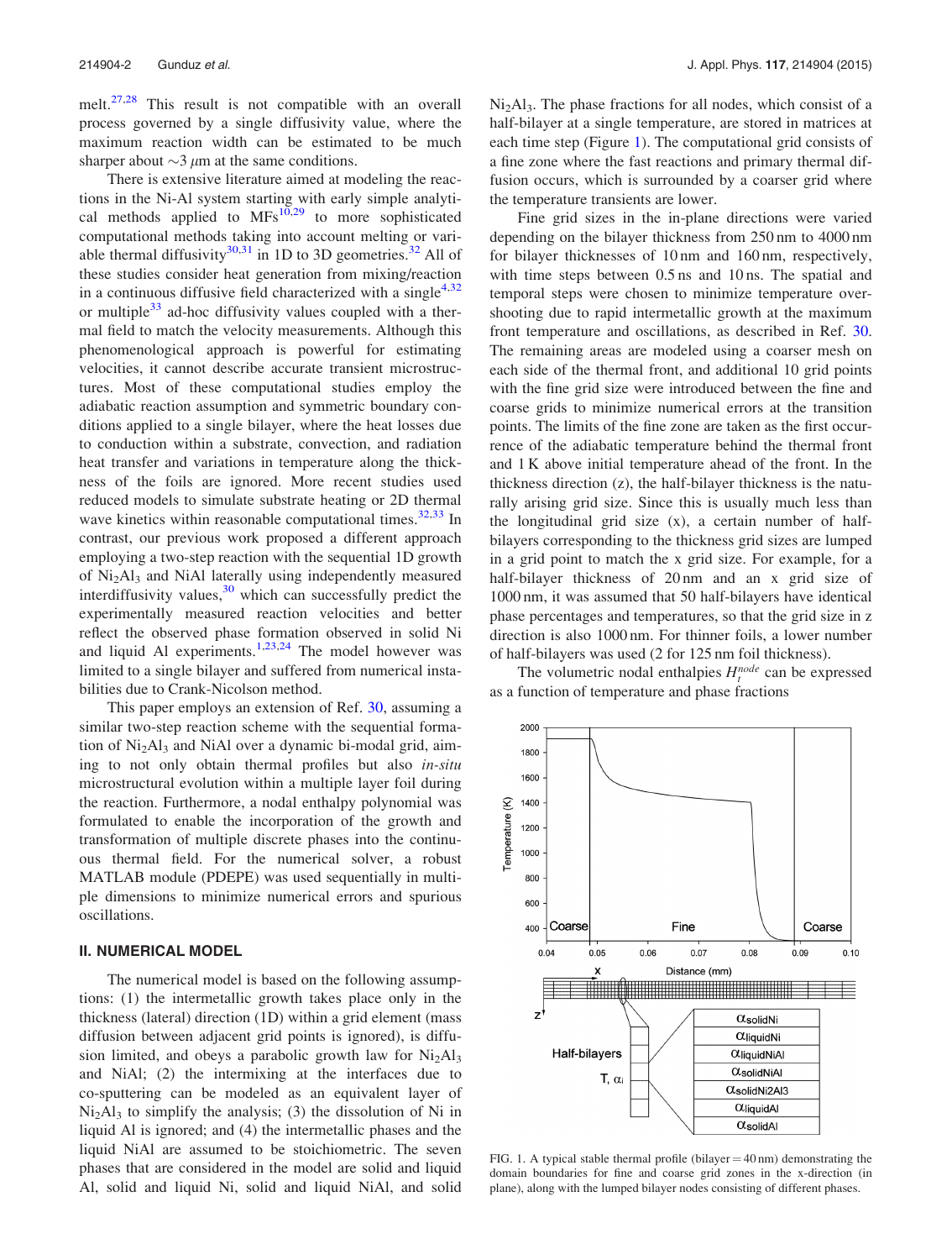melt.[27,28] This result is not compatible with an overall process governed by a single diffusivity value, where the maximum reaction width can be estimated to be much sharper about ~3 μm at the same conditions.

There is extensive literature aimed at modeling the reactions in the Ni-Al system starting with early simple analytical methods applied to MFs[10,29] to more sophisticated computational methods taking into account melting or variable thermal diffusivity[30,31] in 1D to 3D geometries.[32] All of these studies consider heat generation from mixing/reaction in a continuous diffusive field characterized with a single[4,32] or multiple[33] ad-hoc diffusivity values coupled with a thermal field to match the velocity measurements. Although this phenomenological approach is powerful for estimating velocities, it cannot describe accurate transient microstructures. Most of these computational studies employ the adiabatic reaction assumption and symmetric boundary conditions applied to a single bilayer, where the heat losses due to conduction within a substrate, convection, and radiation heat transfer and variations in temperature along the thickness of the foils are ignored. More recent studies used reduced models to simulate substrate heating or 2D thermal wave kinetics within reasonable computational times.[32,33] In contrast, our previous work proposed a different approach employing a two-step reaction with the sequential 1D growth of $Ni_2Al_3$ and NiAl laterally using independently measured interdiffusivity values,[30] which can successfully predict the experimentally measured reaction velocities and better reflect the observed phase formation observed in solid Ni and liquid Al experiments.[1,23,24] The model however was limited to a single bilayer and suffered from numerical instabilities due to Crank-Nicolson method.

This paper employs an extension of Ref. 30, assuming a similar two-step reaction scheme with the sequential formation of $Ni_2Al_3$ and NiAl over a dynamic bi-modal grid, aiming to not only obtain thermal profiles but also *in-situ* microstructural evolution within a multiple layer foil during the reaction. Furthermore, a nodal enthalpy polynomial was formulated to enable the incorporation of the growth and transformation of multiple discrete phases into the continuous thermal field. For the numerical solver, a robust MATLAB module (PDEPE) was used sequentially in multiple dimensions to minimize numerical errors and spurious oscillations.

## II. NUMERICAL MODEL

The numerical model is based on the following assumptions: (1) the intermetallic growth takes place only in the thickness (lateral) direction (1D) within a grid element (mass diffusion between adjacent grid points is ignored), is diffusion limited, and obeys a parabolic growth law for $Ni_2Al_3$ and NiAl; (2) the intermixing at the interfaces due to co-sputtering can be modeled as an equivalent layer of $Ni_2Al_3$ to simplify the analysis; (3) the dissolution of Ni in liquid Al is ignored; and (4) the intermetallic phases and the liquid NiAl are assumed to be stoichiometric. The seven phases that are considered in the model are solid and liquid Al, solid and liquid Ni, solid and liquid NiAl, and solid $Ni_2Al_3$. The phase fractions for all nodes, which consist of a half-bilayer at a single temperature, are stored in matrices at each time step (Figure 1). The computational grid consists of a fine zone where the fast reactions and primary thermal diffusion occurs, which is surrounded by a coarser grid where the temperature transients are lower.

Fine grid sizes in the in-plane directions were varied depending on the bilayer thickness from 250 nm to 4000 nm for bilayer thicknesses of 10 nm and 160 nm, respectively, with time steps between 0.5 ns and 10 ns. The spatial and temporal steps were chosen to minimize temperature overshooting due to rapid intermetallic growth at the maximum front temperature and oscillations, as described in Ref. 30. The remaining areas are modeled using a coarser mesh on each side of the thermal front, and additional 10 grid points with the fine grid size were introduced between the fine and coarse grids to minimize numerical errors at the transition points. The limits of the fine zone are taken as the first occurrence of the adiabatic temperature behind the thermal front and 1 K above initial temperature ahead of the front. In the thickness direction (z), the half-bilayer thickness is the naturally arising grid size. Since this is usually much less than the longitudinal grid size (x), a certain number of half-bilayers corresponding to the thickness grid sizes are lumped in a grid point to match the x grid size. For example, for a half-bilayer thickness of 20 nm and an x grid size of 1000 nm, it was assumed that 50 half-bilayers have identical phase percentages and temperatures, so that the grid size in z direction is also 1000 nm. For thinner foils, a lower number of half-bilayers was used (2 for 125 nm foil thickness).

The volumetric nodal enthalpies $H_i^{node}$ can be expressed as a function of temperature and phase fractions

FIG. 1. A typical stable thermal profile (bilayer = 40 nm) demonstrating the domain boundaries for fine and coarse grid zones in the x-direction (in plane), along with the lumped bilayer nodes consisting of different phases.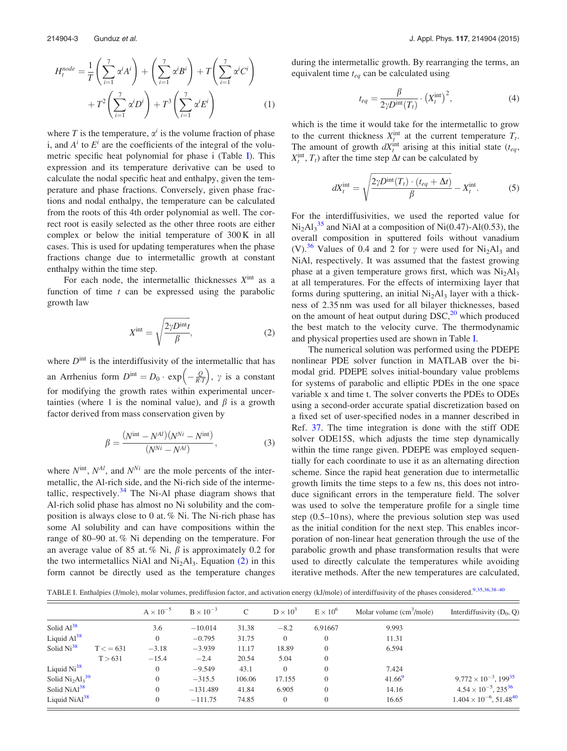$$H_t^{node} = \frac{1}{T}\left(\sum_{i=1}^{7}\alpha^i A^i\right) + \left(\sum_{i=1}^{7}\alpha^i B^i\right) + T\left(\sum_{i=1}^{7}\alpha^i C^i\right) + T^2\left(\sum_{i=1}^{7}\alpha^i D^i\right) + T^3\left(\sum_{i=1}^{7}\alpha^i E^i\right) \quad (1)$$

where $T$ is the temperature, $\alpha^i$ is the volume fraction of phase i, and $A^i$ to $E^i$ are the coefficients of the integral of the volumetric specific heat polynomial for phase i (Table I). This expression and its temperature derivative can be used to calculate the nodal specific heat and enthalpy, given the temperature and phase fractions. Conversely, given phase fractions and nodal enthalpy, the temperature can be calculated from the roots of this 4th order polynomial as well. The correct root is easily selected as the other three roots are either complex or below the initial temperature of 300 K in all cases. This is used for updating temperatures when the phase fractions change due to intermetallic growth at constant enthalpy within the time step.

For each node, the intermetallic thicknesses $X^{\text{int}}$ as a function of time $t$ can be expressed using the parabolic growth law

$$X^{\text{int}} = \sqrt{\frac{2\gamma D^{\text{int}} t}{\beta}}, \quad (2)$$

where $D^{\text{int}}$ is the interdiffusivity of the intermetallic that has an Arrhenius form $D^{\text{int}} = D_0 \cdot \exp\left(-\frac{Q}{R \cdot T}\right)$, $\gamma$ is a constant for modifying the growth rates within experimental uncertainties (where 1 is the nominal value), and $\beta$ is a growth factor derived from mass conservation given by

$$\beta = \frac{(N^{\text{int}} - N^{Al})(N^{Ni} - N^{\text{int}})}{(N^{Ni} - N^{Al})}, \quad (3)$$

where $N^{\text{int}}$, $N^{Al}$, and $N^{Ni}$ are the mole percents of the intermetallic, the Al-rich side, and the Ni-rich side of the intermetallic, respectively.[34] The Ni-Al phase diagram shows that Al-rich solid phase has almost no Ni solubility and the composition is always close to 0 at.% Ni. The Ni-rich phase has some Al solubility and can have compositions within the range of 80–90 at.% Ni depending on the temperature. For an average value of 85 at.% Ni, $\beta$ is approximately 0.2 for the two intermetallics NiAl and $Ni_2Al_3$. Equation (2) in this form cannot be directly used as the temperature changes during the intermetallic growth. By rearranging the terms, an equivalent time $t_{eq}$ can be calculated using

$$t_{eq} = \frac{\beta}{2\gamma D^{\text{int}}(T_t)} \cdot \left(X_t^{\text{int}}\right)^2, \quad (4)$$

which is the time it would take for the intermetallic to grow to the current thickness $X_t^{\text{int}}$ at the current temperature $T_t$. The amount of growth $dX_t^{\text{int}}$ arising at this initial state ($t_{eq}$, $X_t^{\text{int}}$, $T_t$) after the time step $\Delta t$ can be calculated by

$$dX_t^{\text{int}} = \sqrt{\frac{2\gamma D^{\text{int}}(T_t) \cdot (t_{eq} + \Delta t)}{\beta}} - X_t^{\text{int}}. \quad (5)$$

For the interdiffusivities, we used the reported value for $Ni_2Al_3$[35] and NiAl at a composition of Ni(0.47)-Al(0.53), the overall composition in sputtered foils without vanadium (V).[36] Values of 0.4 and 2 for $\gamma$ were used for $Ni_2Al_3$ and NiAl, respectively. It was assumed that the fastest growing phase at a given temperature grows first, which was $Ni_2Al_3$ at all temperatures. For the effects of intermixing layer that forms during sputtering, an initial $Ni_2Al_3$ layer with a thickness of 2.35 nm was used for all bilayer thicknesses, based on the amount of heat output during DSC,[20] which produced the best match to the velocity curve. The thermodynamic and physical properties used are shown in Table I.

The numerical solution was performed using the PDEPE nonlinear PDE solver function in MATLAB over the bimodal grid. PDEPE solves initial-boundary value problems for systems of parabolic and elliptic PDEs in the one space variable x and time t. The solver converts the PDEs to ODEs using a second-order accurate spatial discretization based on a fixed set of user-specified nodes in a manner described in Ref. 37. The time integration is done with the stiff ODE solver ODE15S, which adjusts the time step dynamically within the time range given. PDEPE was employed sequentially for each coordinate to use it as an alternating direction scheme. Since the rapid heat generation due to intermetallic growth limits the time steps to a few ns, this does not introduce significant errors in the temperature field. The solver was used to solve the temperature profile for a single time step (0.5–10 ns), where the previous solution step was used as the initial condition for the next step. This enables incorporation of non-linear heat generation through the use of the parabolic growth and phase transformation results that were used to directly calculate the temperatures while avoiding iterative methods. After the new temperatures are calculated,

TABLE I. Enthalpies (J/mole), molar volumes, prediffusion factor, and activation energy (kJ/mole) of interdiffusivity of the phases considered.[9,35,36,38–40]

| | | $A \times 10^{-5}$ | $B \times 10^{-3}$ | C | $D \times 10^3$ | $E \times 10^6$ | Molar volume (cm$^3$/mole) | Interdiffusivity ($D_0$, Q) |
|---|---|---|---|---|---|---|---|---|
| Solid Al[38] | | 3.6 | −10.014 | 31.38 | −8.2 | 6.91667 | 9.993 | |
| Liquid Al[38] | | 0 | −0.795 | 31.75 | 0 | 0 | 11.31 | |
| Solid Ni[38] | T <= 631 | −3.18 | −3.939 | 11.17 | 18.89 | 0 | 6.594 | |
| | T > 631 | −15.4 | −2.4 | 20.54 | 5.04 | 0 | | |
| Liquid Ni[38] | | 0 | −9.549 | 43.1 | 0 | 0 | 7.424 | |
| Solid $Ni_2Al_3$[39] | | 0 | −315.5 | 106.06 | 17.155 | 0 | 41.66[9] | $9.772 \times 10^{-3}$, 199[35] |
| Solid NiAl[38] | | 0 | −131.489 | 41.84 | 6.905 | 0 | 14.16 | $4.54 \times 10^{-5}$, 235[36] |
| Liquid NiAl[38] | | 0 | −111.75 | 74.85 | 0 | 0 | 16.65 | $1.404 \times 10^{-6}$, 51.48[40] |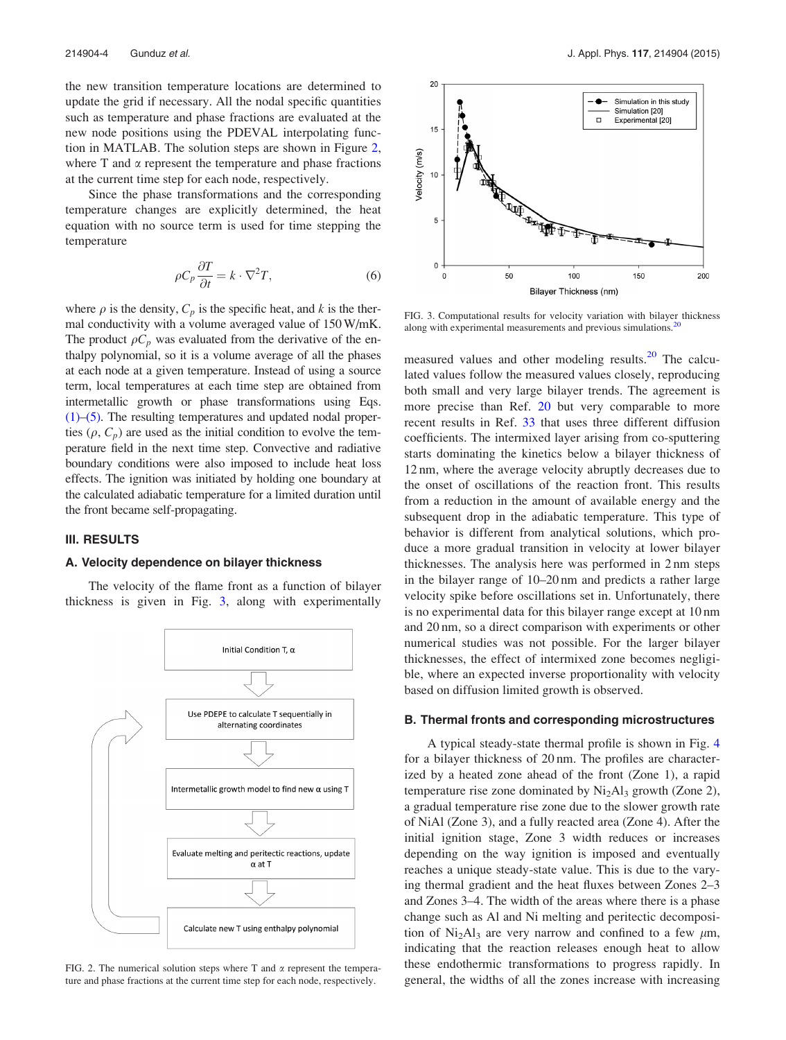the new transition temperature locations are determined to update the grid if necessary. All the nodal specific quantities such as temperature and phase fractions are evaluated at the new node positions using the PDEVAL interpolating function in MATLAB. The solution steps are shown in Figure 2, where T and α represent the temperature and phase fractions at the current time step for each node, respectively.

Since the phase transformations and the corresponding temperature changes are explicitly determined, the heat equation with no source term is used for time stepping the temperature

$$\rho C_p \frac{\partial T}{\partial t} = k \cdot \nabla^2 T, \tag{6}$$

where $\rho$ is the density, $C_p$ is the specific heat, and $k$ is the thermal conductivity with a volume averaged value of 150 W/mK. The product $\rho C_p$ was evaluated from the derivative of the enthalpy polynomial, so it is a volume average of all the phases at each node at a given temperature. Instead of using a source term, local temperatures at each time step are obtained from intermetallic growth or phase transformations using Eqs. (1)–(5). The resulting temperatures and updated nodal properties ($\rho$, $C_p$) are used as the initial condition to evolve the temperature field in the next time step. Convective and radiative boundary conditions were also imposed to include heat loss effects. The ignition was initiated by holding one boundary at the calculated adiabatic temperature for a limited duration until the front became self-propagating.

FIG. 2. The numerical solution steps where T and α represent the temperature and phase fractions at the current time step for each node, respectively.

## III. RESULTS

### A. Velocity dependence on bilayer thickness

The velocity of the flame front as a function of bilayer thickness is given in Fig. 3, along with experimentally measured values and other modeling results.[20] The calculated values follow the measured values closely, reproducing both small and very large bilayer trends. The agreement is more precise than Ref. 20 but very comparable to more recent results in Ref. 33 that uses three different diffusion coefficients. The intermixed layer arising from co-sputtering starts dominating the kinetics below a bilayer thickness of 12 nm, where the average velocity abruptly decreases due to the onset of oscillations of the reaction front. This results from a reduction in the amount of available energy and the subsequent drop in the adiabatic temperature. This type of behavior is different from analytical solutions, which produce a more gradual transition in velocity at lower bilayer thicknesses. The analysis here was performed in 2 nm steps in the bilayer range of 10–20 nm and predicts a rather large velocity spike before oscillations set in. Unfortunately, there is no experimental data for this bilayer range except at 10 nm and 20 nm, so a direct comparison with experiments or other numerical studies was not possible. For the larger bilayer thicknesses, the effect of intermixed zone becomes negligible, where an expected inverse proportionality with velocity based on diffusion limited growth is observed.

FIG. 3. Computational results for velocity variation with bilayer thickness along with experimental measurements and previous simulations.[20]

### B. Thermal fronts and corresponding microstructures

A typical steady-state thermal profile is shown in Fig. 4 for a bilayer thickness of 20 nm. The profiles are characterized by a heated zone ahead of the front (Zone 1), a rapid temperature rise zone dominated by $Ni_2Al_3$ growth (Zone 2), a gradual temperature rise zone due to the slower growth rate of NiAl (Zone 3), and a fully reacted area (Zone 4). After the initial ignition stage, Zone 3 width reduces or increases depending on the way ignition is imposed and eventually reaches a unique steady-state value. This is due to the varying thermal gradient and the heat fluxes between Zones 2–3 and Zones 3–4. The width of the areas where there is a phase change such as Al and Ni melting and peritectic decomposition of $Ni_2Al_3$ are very narrow and confined to a few $\mu$m, indicating that the reaction releases enough heat to allow these endothermic transformations to progress rapidly. In general, the widths of all the zones increase with increasing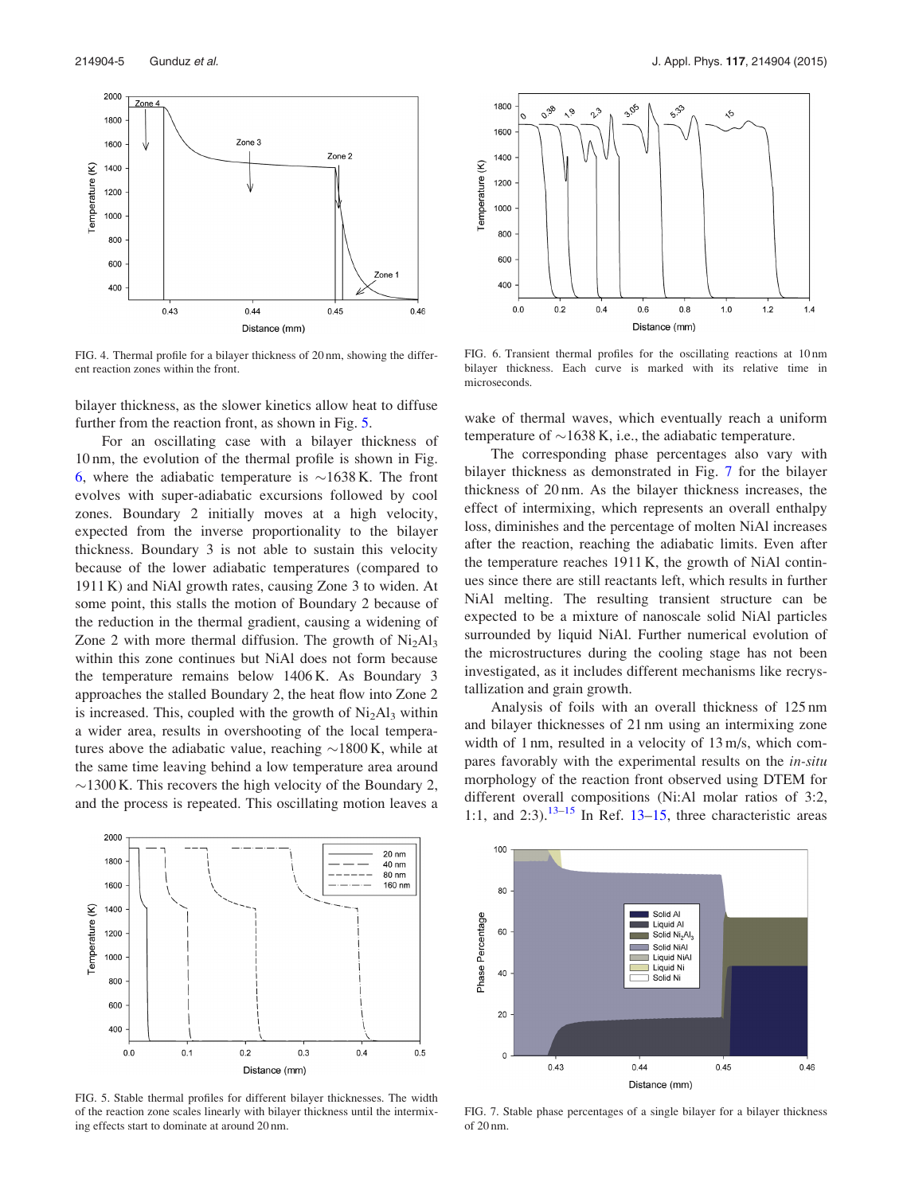FIG. 4. Thermal profile for a bilayer thickness of 20 nm, showing the different reaction zones within the front.

bilayer thickness, as the slower kinetics allow heat to diffuse further from the reaction front, as shown in Fig. 5.

For an oscillating case with a bilayer thickness of 10 nm, the evolution of the thermal profile is shown in Fig. 6, where the adiabatic temperature is ∼1638 K. The front evolves with super-adiabatic excursions followed by cool zones. Boundary 2 initially moves at a high velocity, expected from the inverse proportionality to the bilayer thickness. Boundary 3 is not able to sustain this velocity because of the lower adiabatic temperatures (compared to 1911 K) and NiAl growth rates, causing Zone 3 to widen. At some point, this stalls the motion of Boundary 2 because of the reduction in the thermal gradient, causing a widening of Zone 2 with more thermal diffusion. The growth of $Ni_2Al_3$ within this zone continues but NiAl does not form because the temperature remains below 1406 K. As Boundary 3 approaches the stalled Boundary 2, the heat flow into Zone 2 is increased. This, coupled with the growth of $Ni_2Al_3$ within a wider area, results in overshooting of the local temperatures above the adiabatic value, reaching ∼1800 K, while at the same time leaving behind a low temperature area around ∼1300 K. This recovers the high velocity of the Boundary 2, and the process is repeated. This oscillating motion leaves a wake of thermal waves, which eventually reach a uniform temperature of ∼1638 K, i.e., the adiabatic temperature.

FIG. 5. Stable thermal profiles for different bilayer thicknesses. The width of the reaction zone scales linearly with bilayer thickness until the intermixing effects start to dominate at around 20 nm.

FIG. 6. Transient thermal profiles for the oscillating reactions at 10 nm bilayer thickness. Each curve is marked with its relative time in microseconds.

The corresponding phase percentages also vary with bilayer thickness as demonstrated in Fig. 7 for the bilayer thickness of 20 nm. As the bilayer thickness increases, the effect of intermixing, which represents an overall enthalpy loss, diminishes and the percentage of molten NiAl increases after the reaction, reaching the adiabatic limits. Even after the temperature reaches 1911 K, the growth of NiAl continues since there are still reactants left, which results in further NiAl melting. The resulting transient structure can be expected to be a mixture of nanoscale solid NiAl particles surrounded by liquid NiAl. Further numerical evolution of the microstructures during the cooling stage has not been investigated, as it includes different mechanisms like recrystallization and grain growth.

Analysis of foils with an overall thickness of 125 nm and bilayer thicknesses of 21 nm using an intermixing zone width of 1 nm, resulted in a velocity of 13 m/s, which compares favorably with the experimental results on the *in-situ* morphology of the reaction front observed using DTEM for different overall compositions (Ni:Al molar ratios of 3:2, 1:1, and 2:3).[13–15] In Ref. 13–15, three characteristic areas

FIG. 7. Stable phase percentages of a single bilayer for a bilayer thickness of 20 nm.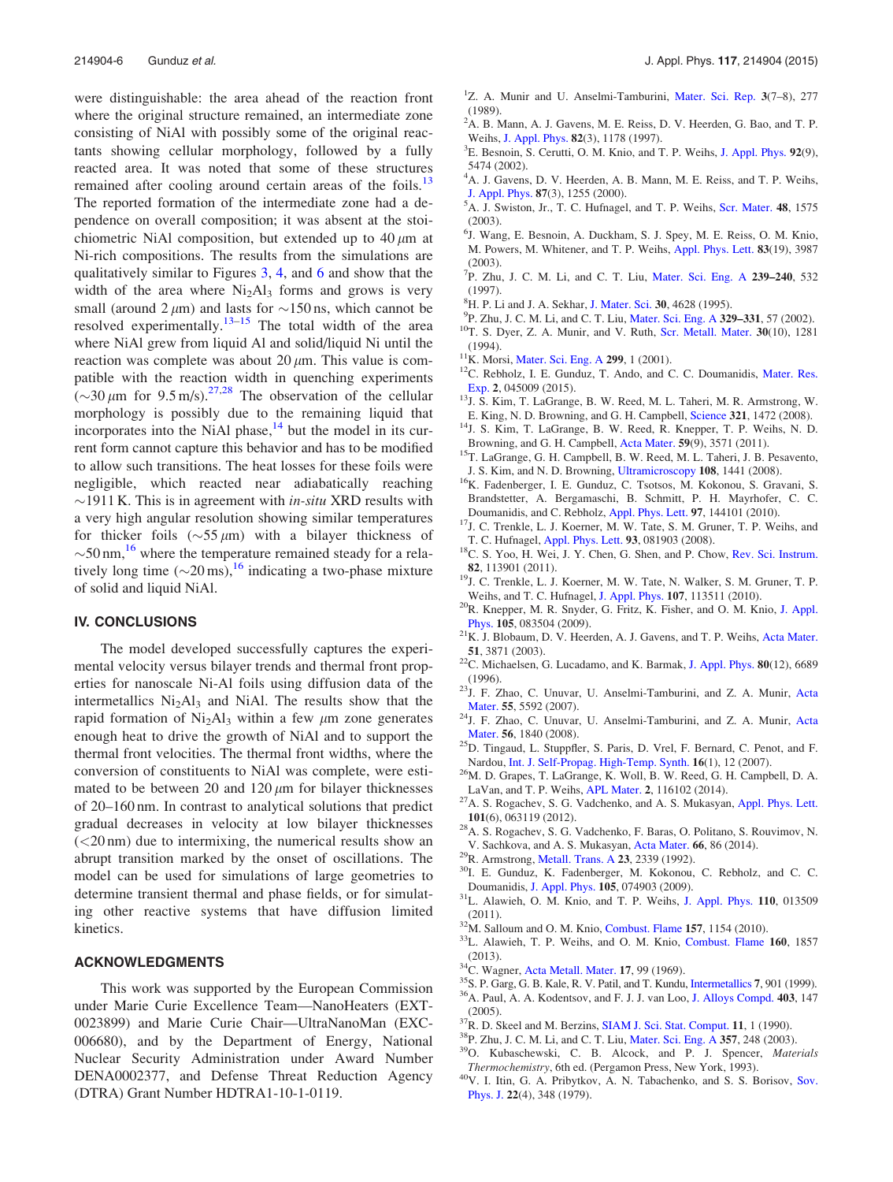were distinguishable: the area ahead of the reaction front where the original structure remained, an intermediate zone consisting of NiAl with possibly some of the original reactants showing cellular morphology, followed by a fully reacted area. It was noted that some of these structures remained after cooling around certain areas of the foils.[13] The reported formation of the intermediate zone had a dependence on overall composition; it was absent at the stoichiometric NiAl composition, but extended up to 40 $\mu$m at Ni-rich compositions. The results from the simulations are qualitatively similar to Figures 3, 4, and 6 and show that the width of the area where $Ni_2Al_3$ forms and grows is very small (around 2 $\mu$m) and lasts for $\sim$150 ns, which cannot be resolved experimentally.[13–15] The total width of the area where NiAl grew from liquid Al and solid/liquid Ni until the reaction was complete was about 20 $\mu$m. This value is compatible with the reaction width in quenching experiments ($\sim$30 $\mu$m for 9.5 m/s).[27,28] The observation of the cellular morphology is possibly due to the remaining liquid that incorporates into the NiAl phase,[14] but the model in its current form cannot capture this behavior and has to be modified to allow such transitions. The heat losses for these foils were negligible, which reacted near adiabatically reaching $\sim$1911 K. This is in agreement with *in-situ* XRD results with a very high angular resolution showing similar temperatures for thicker foils ($\sim$55 $\mu$m) with a bilayer thickness of $\sim$50 nm,[16] where the temperature remained steady for a relatively long time ($\sim$20 ms),[16] indicating a two-phase mixture of solid and liquid NiAl.

## IV. CONCLUSIONS

The model developed successfully captures the experimental velocity versus bilayer trends and thermal front properties for nanoscale Ni-Al foils using diffusion data of the intermetallics $Ni_2Al_3$ and NiAl. The results show that the rapid formation of $Ni_2Al_3$ within a few $\mu$m zone generates enough heat to drive the growth of NiAl and to support the thermal front velocities. The thermal front widths, where the conversion of constituents to NiAl was complete, were estimated to be between 20 and 120 $\mu$m for bilayer thicknesses of 20–160 nm. In contrast to analytical solutions that predict gradual decreases in velocity at low bilayer thicknesses (<20 nm) due to intermixing, the numerical results show an abrupt transition marked by the onset of oscillations. The model can be used for simulations of large geometries to determine transient thermal and phase fields, or for simulating other reactive systems that have diffusion limited kinetics.

## ACKNOWLEDGMENTS

This work was supported by the European Commission under Marie Curie Excellence Team—NanoHeaters (EXT-0023899) and Marie Curie Chair—UltraNanoMan (EXC-006680), and by the Department of Energy, National Nuclear Security Administration under Award Number DENA0002377, and Defense Threat Reduction Agency (DTRA) Grant Number HDTRA1-10-1-0119.

[1] Z. A. Munir and U. Anselmi-Tamburini, Mater. Sci. Rep. 3(7–8), 277 (1989).
[2] A. B. Mann, A. J. Gavens, M. E. Reiss, D. V. Heerden, G. Bao, and T. P. Weihs, J. Appl. Phys. 82(3), 1178 (1997).
[3] E. Besnoin, S. Cerutti, O. M. Knio, and T. P. Weihs, J. Appl. Phys. 92(9), 5474 (2002).
[4] A. J. Gavens, D. V. Heerden, A. B. Mann, M. E. Reiss, and T. P. Weihs, J. Appl. Phys. 87(3), 1255 (2000).
[5] A. J. Swiston, Jr., T. C. Hufnagel, and T. P. Weihs, Scr. Mater. 48, 1575 (2003).
[6] J. Wang, E. Besnoin, A. Duckham, S. J. Spey, M. E. Reiss, O. M. Knio, M. Powers, M. Whitener, and T. P. Weihs, Appl. Phys. Lett. 83(19), 3987 (2003).
[7] P. Zhu, J. C. M. Li, and C. T. Liu, Mater. Sci. Eng. A 239–240, 532 (1997).
[8] H. P. Li and J. A. Sekhar, J. Mater. Sci. 30, 4628 (1995).
[9] P. Zhu, J. C. M. Li, and C. T. Liu, Mater. Sci. Eng. A 329–331, 57 (2002).
[10] T. S. Dyer, Z. A. Munir, and V. Ruth, Scr. Metall. Mater. 30(10), 1281 (1994).
[11] K. Morsi, Mater. Sci. Eng. A 299, 1 (2001).
[12] C. Rebholz, I. E. Gunduz, T. Ando, and C. C. Doumanidis, Mater. Res. Exp. 2, 045009 (2015).
[13] J. S. Kim, T. LaGrange, B. W. Reed, M. L. Taheri, M. R. Armstrong, W. E. King, N. D. Browning, and G. H. Campbell, Science 321, 1472 (2008).
[14] J. S. Kim, T. LaGrange, B. W. Reed, R. Knepper, T. P. Weihs, N. D. Browning, and G. H. Campbell, Acta Mater. 59(9), 3571 (2011).
[15] T. LaGrange, G. H. Campbell, B. W. Reed, M. L. Taheri, J. B. Pesavento, J. S. Kim, and N. D. Browning, Ultramicroscopy 108, 1441 (2008).
[16] K. Fadenberger, I. E. Gunduz, C. Tsotsos, M. Kokonou, S. Gravani, S. Brandstetter, A. Bergamaschi, B. Schmitt, P. H. Mayrhofer, C. C. Doumanidis, and C. Rebholz, Appl. Phys. Lett. 97, 144101 (2010).
[17] J. C. Trenkle, L. J. Koerner, M. W. Tate, S. M. Gruner, T. P. Weihs, and T. C. Hufnagel, Appl. Phys. Lett. 93, 081903 (2008).
[18] C. S. Yoo, H. Wei, J. Y. Chen, G. Shen, and P. Chow, Rev. Sci. Instrum. 82, 113901 (2011).
[19] J. C. Trenkle, L. J. Koerner, M. W. Tate, N. Walker, S. M. Gruner, T. P. Weihs, and T. C. Hufnagel, J. Appl. Phys. 107, 113511 (2010).
[20] R. Knepper, M. R. Snyder, G. Fritz, K. Fisher, and O. M. Knio, J. Appl. Phys. 105, 083504 (2009).
[21] K. J. Blobaum, D. V. Heerden, A. J. Gavens, and T. P. Weihs, Acta Mater. 51, 3871 (2003).
[22] C. Michaelsen, G. Lucadamo, and K. Barmak, J. Appl. Phys. 80(12), 6689 (1996).
[23] J. F. Zhao, C. Unuvar, U. Anselmi-Tamburini, and Z. A. Munir, Acta Mater. 55, 5592 (2007).
[24] J. F. Zhao, C. Unuvar, U. Anselmi-Tamburini, and Z. A. Munir, Acta Mater. 56, 1840 (2008).
[25] D. Tingaud, L. Stuppfler, S. Paris, D. Vrel, F. Bernard, C. Penot, and F. Nardou, Int. J. Self-Propag. High-Temp. Synth. 16(1), 12 (2007).
[26] M. D. Grapes, T. LaGrange, K. Woll, B. W. Reed, G. H. Campbell, D. A. LaVan, and T. P. Weihs, APL Mater. 2, 116102 (2014).
[27] A. S. Rogachev, S. G. Vadchenko, and A. S. Mukasyan, Appl. Phys. Lett. 101(6), 063119 (2012).
[28] A. S. Rogachev, S. G. Vadchenko, F. Baras, O. Politano, S. Rouvimov, N. V. Sachkova, and A. S. Mukasyan, Acta Mater. 66, 86 (2014).
[29] R. Armstrong, Metall. Trans. A 23, 2339 (1992).
[30] I. E. Gunduz, K. Fadenberger, M. Kokonou, C. Rebholz, and C. C. Doumanidis, J. Appl. Phys. 105, 074903 (2009).
[31] L. Alawieh, O. M. Knio, and T. P. Weihs, J. Appl. Phys. 110, 013509 (2011).
[32] M. Salloum and O. M. Knio, Combust. Flame 157, 1154 (2010).
[33] L. Alawieh, T. P. Weihs, and O. M. Knio, Combust. Flame 160, 1857 (2013).
[34] C. Wagner, Acta Metall. Mater. 17, 99 (1969).
[35] S. P. Garg, G. B. Kale, R. V. Patil, and T. Kundu, Intermetallics 7, 901 (1999).
[36] A. Paul, A. A. Kodentsov, and F. J. J. van Loo, J. Alloys Compd. 403, 147 (2005).
[37] R. D. Skeel and M. Berzins, SIAM J. Sci. Stat. Comput. 11, 1 (1990).
[38] P. Zhu, J. C. M. Li, and C. T. Liu, Mater. Sci. Eng. A 357, 248 (2003).
[39] O. Kubaschewski, C. B. Alcock, and P. J. Spencer, *Materials Thermochemistry*, 6th ed. (Pergamon Press, New York, 1993).
[40] V. I. Itin, G. A. Pribytkov, A. N. Tabachenko, and S. S. Borisov, Sov. Phys. J. 22(4), 348 (1979).